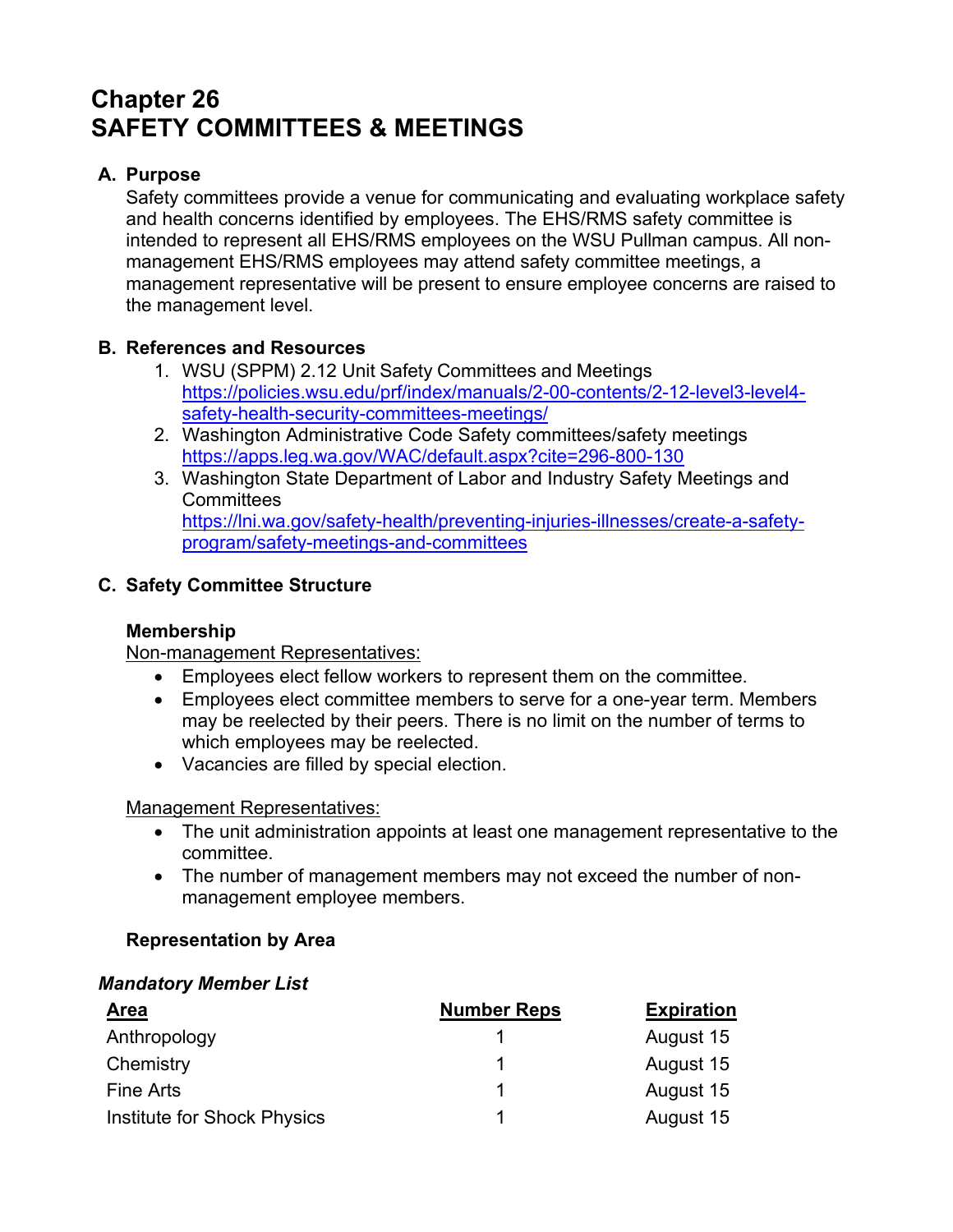# Chapter 26
# SAFETY COMMITTEES & MEETINGS

## A. Purpose

Safety committees provide a venue for communicating and evaluating workplace safety and health concerns identified by employees. The EHS/RMS safety committee is intended to represent all EHS/RMS employees on the WSU Pullman campus. All non-management EHS/RMS employees may attend safety committee meetings, a management representative will be present to ensure employee concerns are raised to the management level.

## B. References and Resources

1. WSU (SPPM) 2.12 Unit Safety Committees and Meetings
   https://policies.wsu.edu/prf/index/manuals/2-00-contents/2-12-level3-level4-safety-health-security-committees-meetings/
2. Washington Administrative Code Safety committees/safety meetings
   https://apps.leg.wa.gov/WAC/default.aspx?cite=296-800-130
3. Washington State Department of Labor and Industry Safety Meetings and Committees
   https://lni.wa.gov/safety-health/preventing-injuries-illnesses/create-a-safety-program/safety-meetings-and-committees

## C. Safety Committee Structure

### Membership

Non-management Representatives:

- Employees elect fellow workers to represent them on the committee.
- Employees elect committee members to serve for a one-year term. Members may be reelected by their peers. There is no limit on the number of terms to which employees may be reelected.
- Vacancies are filled by special election.

Management Representatives:

- The unit administration appoints at least one management representative to the committee.
- The number of management members may not exceed the number of non-management employee members.

### Representation by Area

***Mandatory Member List***

| Area | Number Reps | Expiration |
|---|---|---|
| Anthropology | 1 | August 15 |
| Chemistry | 1 | August 15 |
| Fine Arts | 1 | August 15 |
| Institute for Shock Physics | 1 | August 15 |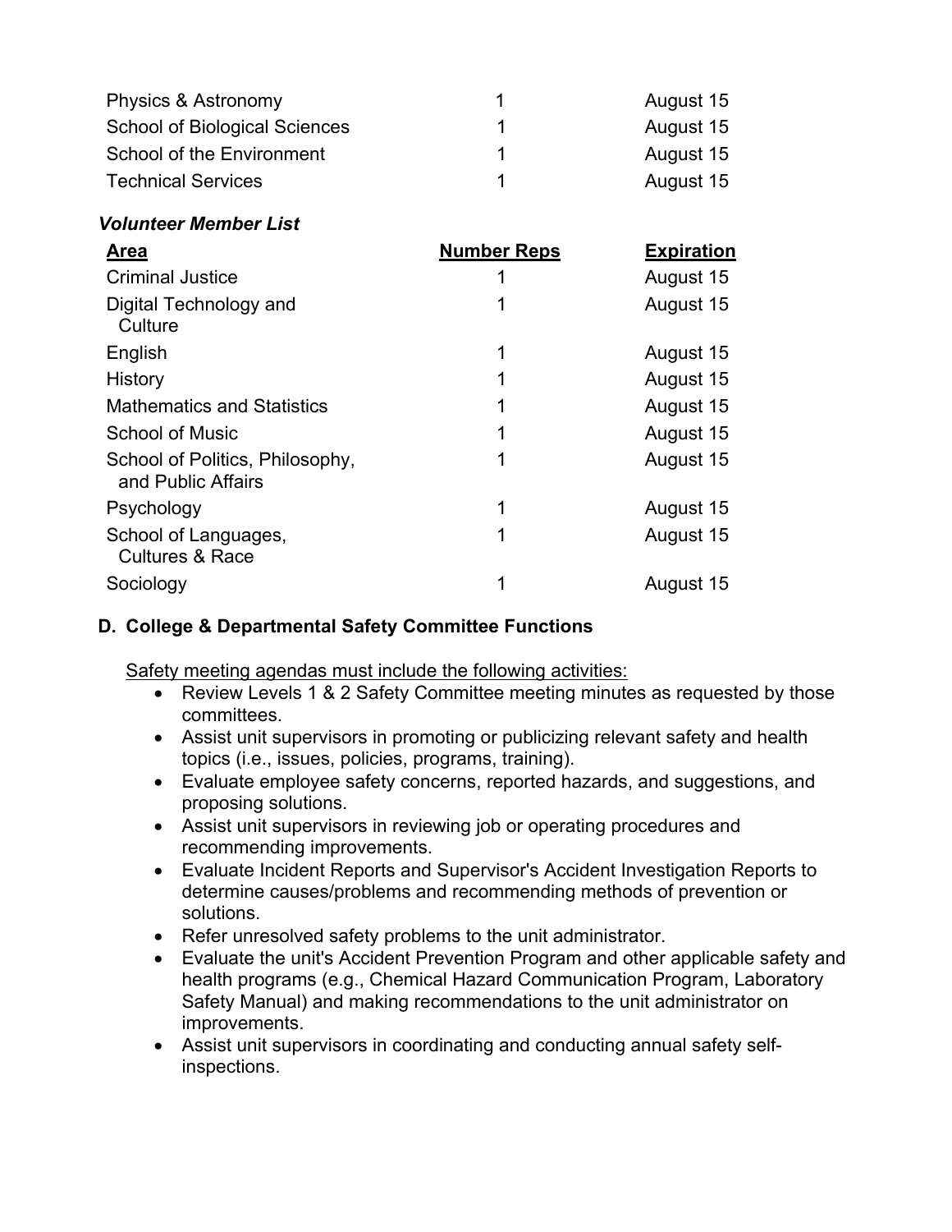| Area | Number Reps | Expiration |
| --- | --- | --- |
| Physics & Astronomy | 1 | August 15 |
| School of Biological Sciences | 1 | August 15 |
| School of the Environment | 1 | August 15 |
| Technical Services | 1 | August 15 |

***Volunteer Member List***

| Area | Number Reps | Expiration |
| --- | --- | --- |
| Criminal Justice | 1 | August 15 |
| Digital Technology and Culture | 1 | August 15 |
| English | 1 | August 15 |
| History | 1 | August 15 |
| Mathematics and Statistics | 1 | August 15 |
| School of Music | 1 | August 15 |
| School of Politics, Philosophy, and Public Affairs | 1 | August 15 |
| Psychology | 1 | August 15 |
| School of Languages, Cultures & Race | 1 | August 15 |
| Sociology | 1 | August 15 |

### D. College & Departmental Safety Committee Functions

Safety meeting agendas must include the following activities:

- Review Levels 1 & 2 Safety Committee meeting minutes as requested by those committees.
- Assist unit supervisors in promoting or publicizing relevant safety and health topics (i.e., issues, policies, programs, training).
- Evaluate employee safety concerns, reported hazards, and suggestions, and proposing solutions.
- Assist unit supervisors in reviewing job or operating procedures and recommending improvements.
- Evaluate Incident Reports and Supervisor's Accident Investigation Reports to determine causes/problems and recommending methods of prevention or solutions.
- Refer unresolved safety problems to the unit administrator.
- Evaluate the unit's Accident Prevention Program and other applicable safety and health programs (e.g., Chemical Hazard Communication Program, Laboratory Safety Manual) and making recommendations to the unit administrator on improvements.
- Assist unit supervisors in coordinating and conducting annual safety self-inspections.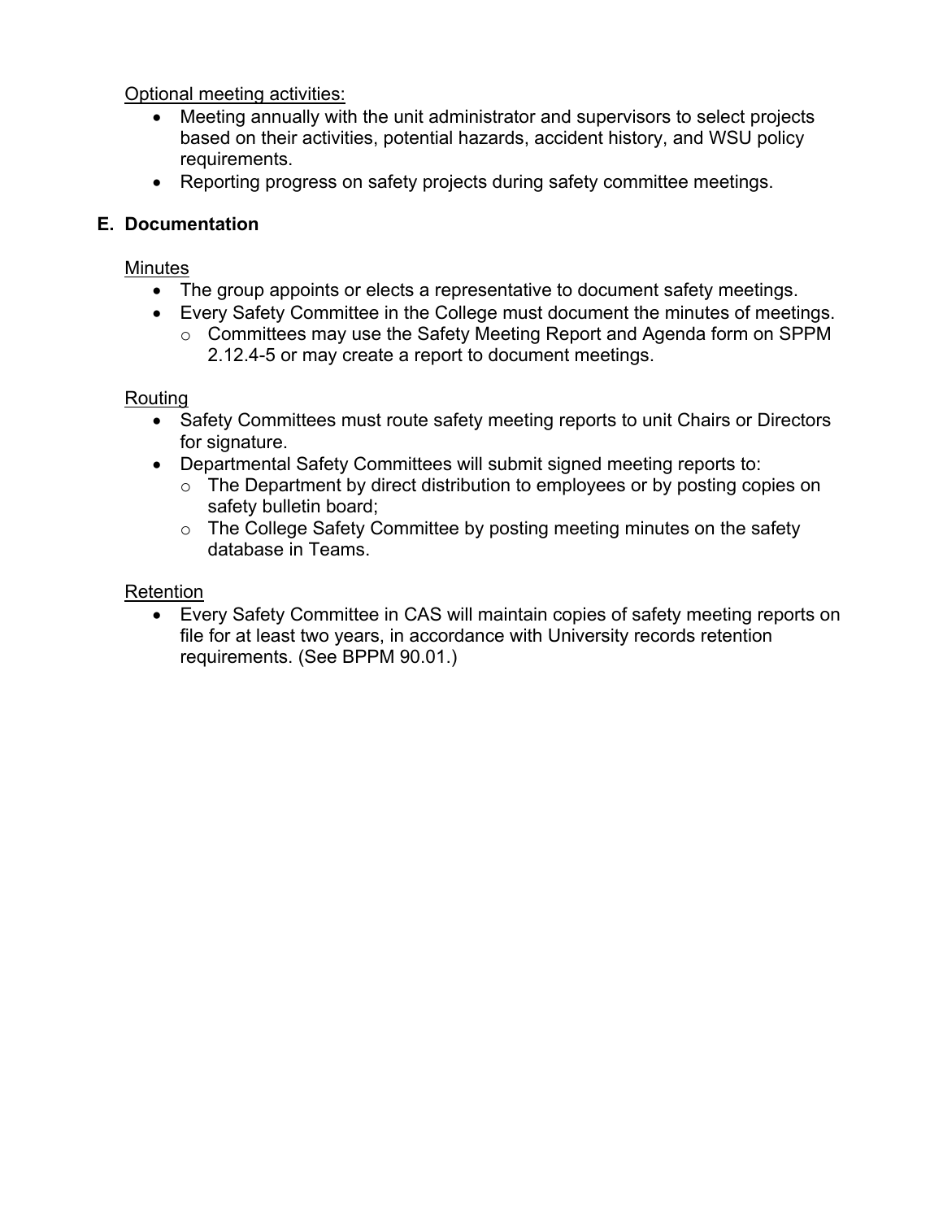Optional meeting activities:

- Meeting annually with the unit administrator and supervisors to select projects based on their activities, potential hazards, accident history, and WSU policy requirements.
- Reporting progress on safety projects during safety committee meetings.

## E. Documentation

Minutes

- The group appoints or elects a representative to document safety meetings.
- Every Safety Committee in the College must document the minutes of meetings.
  - Committees may use the Safety Meeting Report and Agenda form on SPPM 2.12.4-5 or may create a report to document meetings.

Routing

- Safety Committees must route safety meeting reports to unit Chairs or Directors for signature.
- Departmental Safety Committees will submit signed meeting reports to:
  - The Department by direct distribution to employees or by posting copies on safety bulletin board;
  - The College Safety Committee by posting meeting minutes on the safety database in Teams.

Retention

- Every Safety Committee in CAS will maintain copies of safety meeting reports on file for at least two years, in accordance with University records retention requirements. (See BPPM 90.01.)